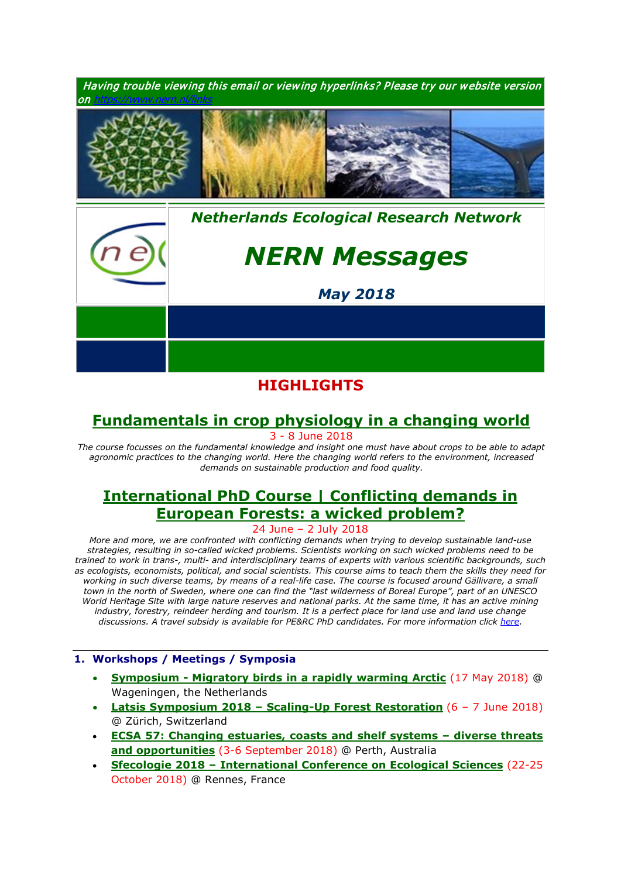*Having trouble viewing this email or viewing hyperlinks? Please try our website version on https://www.nern.nl/links*

***Netherlands Ecological Research Network***

# *NERN Messages*

***May 2018***

## HIGHLIGHTS

### Fundamentals in crop physiology in a changing world

3 - 8 June 2018

*The course focusses on the fundamental knowledge and insight one must have about crops to be able to adapt agronomic practices to the changing world. Here the changing world refers to the environment, increased demands on sustainable production and food quality.*

### International PhD Course | Conflicting demands in European Forests: a wicked problem?

24 June – 2 July 2018

*More and more, we are confronted with conflicting demands when trying to develop sustainable land-use strategies, resulting in so-called wicked problems. Scientists working on such wicked problems need to be trained to work in trans-, multi- and interdisciplinary teams of experts with various scientific backgrounds, such as ecologists, economists, political, and social scientists. This course aims to teach them the skills they need for working in such diverse teams, by means of a real-life case. The course is focused around Gällivare, a small town in the north of Sweden, where one can find the "last wilderness of Boreal Europe", part of an UNESCO World Heritage Site with large nature reserves and national parks. At the same time, it has an active mining industry, forestry, reindeer herding and tourism. It is a perfect place for land use and land use change discussions. A travel subsidy is available for PE&RC PhD candidates. For more information click here.*

### 1. Workshops / Meetings / Symposia

- **Symposium - Migratory birds in a rapidly warming Arctic** (17 May 2018) @ Wageningen, the Netherlands
- **Latsis Symposium 2018 – Scaling-Up Forest Restoration** (6 – 7 June 2018) @ Zürich, Switzerland
- **ECSA 57: Changing estuaries, coasts and shelf systems – diverse threats and opportunities** (3-6 September 2018) @ Perth, Australia
- **Sfecologie 2018 – International Conference on Ecological Sciences** (22-25 October 2018) @ Rennes, France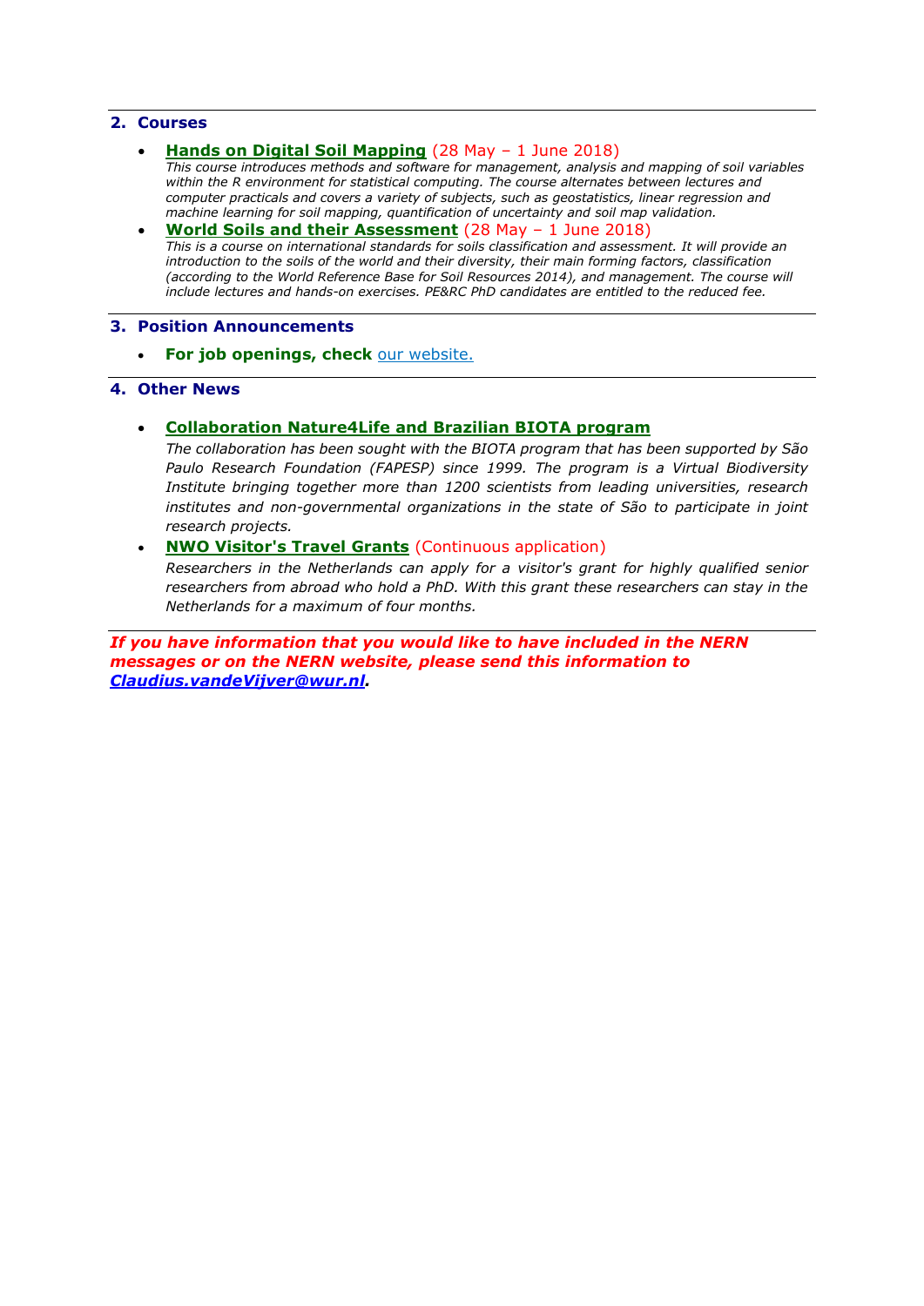## 2. Courses

- **Hands on Digital Soil Mapping** (28 May – 1 June 2018)
  *This course introduces methods and software for management, analysis and mapping of soil variables within the R environment for statistical computing. The course alternates between lectures and computer practicals and covers a variety of subjects, such as geostatistics, linear regression and machine learning for soil mapping, quantification of uncertainty and soil map validation.*
- **World Soils and their Assessment** (28 May – 1 June 2018)
  *This is a course on international standards for soils classification and assessment. It will provide an introduction to the soils of the world and their diversity, their main forming factors, classification (according to the World Reference Base for Soil Resources 2014), and management. The course will include lectures and hands-on exercises. PE&RC PhD candidates are entitled to the reduced fee.*

## 3. Position Announcements

- **For job openings, check** our website.

## 4. Other News

- **Collaboration Nature4Life and Brazilian BIOTA program**
  *The collaboration has been sought with the BIOTA program that has been supported by São Paulo Research Foundation (FAPESP) since 1999. The program is a Virtual Biodiversity Institute bringing together more than 1200 scientists from leading universities, research institutes and non-governmental organizations in the state of São to participate in joint research projects.*
- **NWO Visitor's Travel Grants** (Continuous application)
  *Researchers in the Netherlands can apply for a visitor's grant for highly qualified senior researchers from abroad who hold a PhD. With this grant these researchers can stay in the Netherlands for a maximum of four months.*

***If you have information that you would like to have included in the NERN messages or on the NERN website, please send this information to Claudius.vandeVijver@wur.nl.***